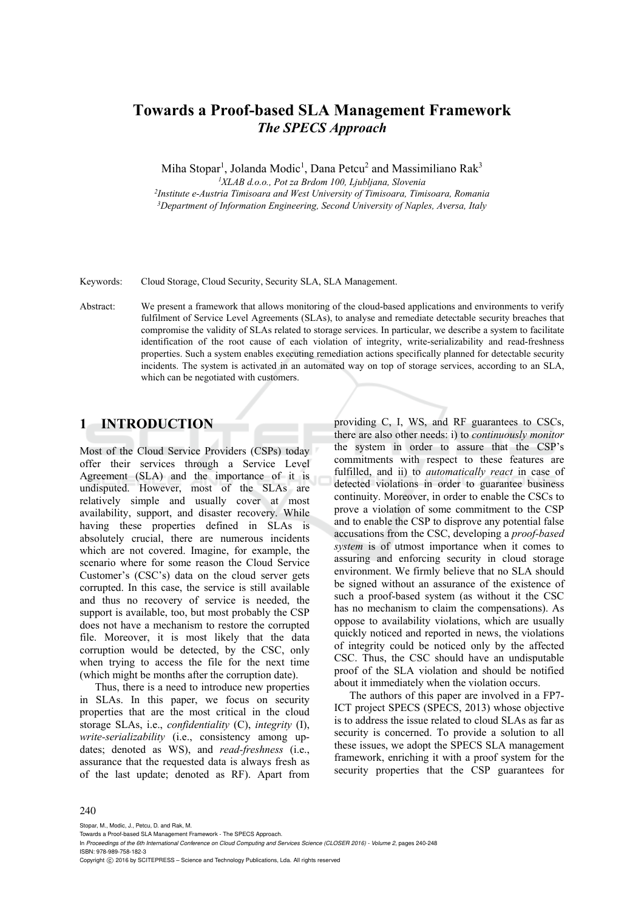# Towards a Proof-based SLA Management Framework

## *The SPECS Approach*

Miha Stopar[1], Jolanda Modic[1], Dana Petcu[2] and Massimiliano Rak[3]

[1]*XLAB d.o.o., Pot za Brdom 100, Ljubljana, Slovenia*
[2]*Institute e-Austria Timisoara and West University of Timisoara, Timisoara, Romania*
[3]*Department of Information Engineering, Second University of Naples, Aversa, Italy*

Keywords: Cloud Storage, Cloud Security, Security SLA, SLA Management.

Abstract: We present a framework that allows monitoring of the cloud-based applications and environments to verify fulfilment of Service Level Agreements (SLAs), to analyse and remediate detectable security breaches that compromise the validity of SLAs related to storage services. In particular, we describe a system to facilitate identification of the root cause of each violation of integrity, write-serializability and read-freshness properties. Such a system enables executing remediation actions specifically planned for detectable security incidents. The system is activated in an automated way on top of storage services, according to an SLA, which can be negotiated with customers.

## 1 INTRODUCTION

Most of the Cloud Service Providers (CSPs) today offer their services through a Service Level Agreement (SLA) and the importance of it is undisputed. However, most of the SLAs are relatively simple and usually cover at most availability, support, and disaster recovery. While having these properties defined in SLAs is absolutely crucial, there are numerous incidents which are not covered. Imagine, for example, the scenario where for some reason the Cloud Service Customer's (CSC's) data on the cloud server gets corrupted. In this case, the service is still available and thus no recovery of service is needed, the support is available, too, but most probably the CSP does not have a mechanism to restore the corrupted file. Moreover, it is most likely that the data corruption would be detected, by the CSC, only when trying to access the file for the next time (which might be months after the corruption date).

Thus, there is a need to introduce new properties in SLAs. In this paper, we focus on security properties that are the most critical in the cloud storage SLAs, i.e., *confidentiality* (C), *integrity* (I), *write-serializability* (i.e., consistency among updates; denoted as WS), and *read-freshness* (i.e., assurance that the requested data is always fresh as of the last update; denoted as RF). Apart from providing C, I, WS, and RF guarantees to CSCs, there are also other needs: i) to *continuously monitor* the system in order to assure that the CSP's commitments with respect to these features are fulfilled, and ii) to *automatically react* in case of detected violations in order to guarantee business continuity. Moreover, in order to enable the CSCs to prove a violation of some commitment to the CSP and to enable the CSP to disprove any potential false accusations from the CSC, developing a *proof-based system* is of utmost importance when it comes to assuring and enforcing security in cloud storage environment. We firmly believe that no SLA should be signed without an assurance of the existence of such a proof-based system (as without it the CSC has no mechanism to claim the compensations). As oppose to availability violations, which are usually quickly noticed and reported in news, the violations of integrity could be noticed only by the affected CSC. Thus, the CSC should have an undisputable proof of the SLA violation and should be notified about it immediately when the violation occurs.

The authors of this paper are involved in a FP7-ICT project SPECS (SPECS, 2013) whose objective is to address the issue related to cloud SLAs as far as security is concerned. To provide a solution to all these issues, we adopt the SPECS SLA management framework, enriching it with a proof system for the security properties that the CSP guarantees for

Stopar, M., Modic, J., Petcu, D. and Rak, M.
Towards a Proof-based SLA Management Framework - The SPECS Approach.
In *Proceedings of the 6th International Conference on Cloud Computing and Services Science (CLOSER 2016) - Volume 2*, pages 240-248
ISBN: 978-989-758-182-3
Copyright © 2016 by SCITEPRESS – Science and Technology Publications, Lda. All rights reserved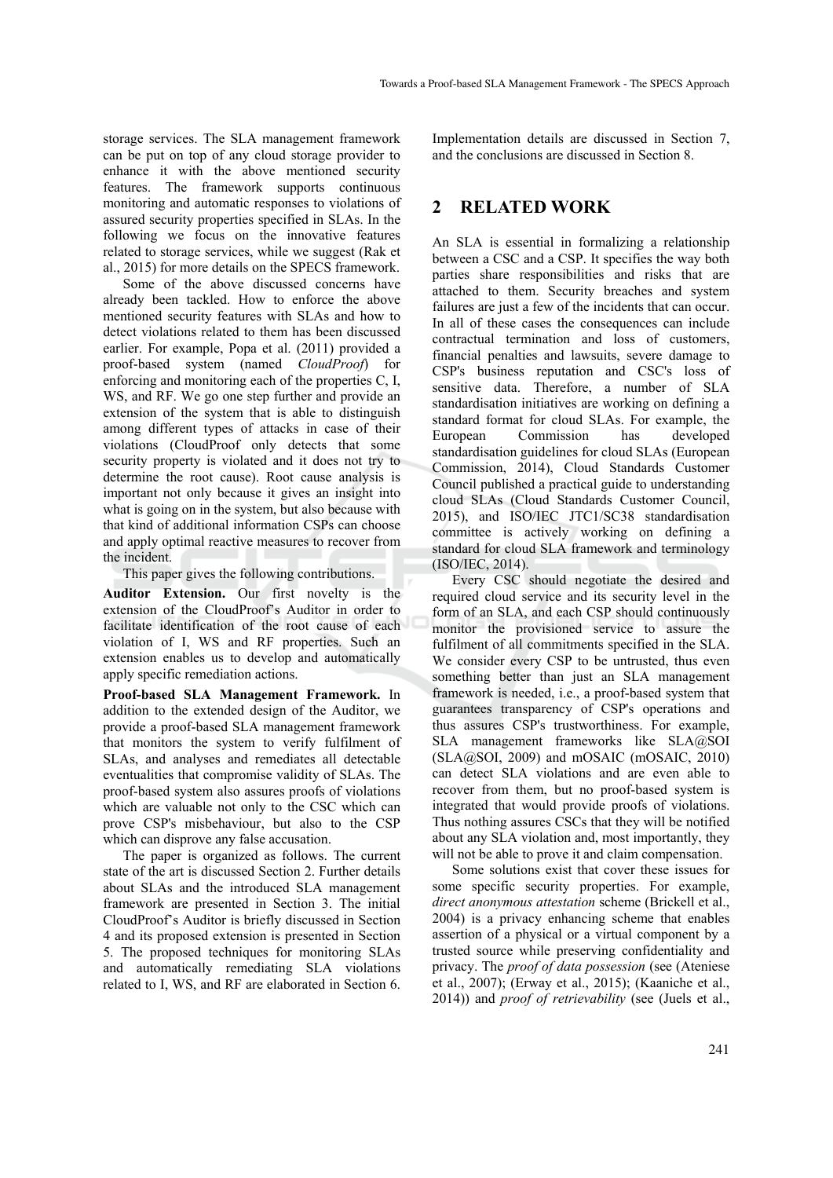storage services. The SLA management framework can be put on top of any cloud storage provider to enhance it with the above mentioned security features. The framework supports continuous monitoring and automatic responses to violations of assured security properties specified in SLAs. In the following we focus on the innovative features related to storage services, while we suggest (Rak et al., 2015) for more details on the SPECS framework.

Some of the above discussed concerns have already been tackled. How to enforce the above mentioned security features with SLAs and how to detect violations related to them has been discussed earlier. For example, Popa et al. (2011) provided a proof-based system (named *CloudProof*) for enforcing and monitoring each of the properties C, I, WS, and RF. We go one step further and provide an extension of the system that is able to distinguish among different types of attacks in case of their violations (CloudProof only detects that some security property is violated and it does not try to determine the root cause). Root cause analysis is important not only because it gives an insight into what is going on in the system, but also because with that kind of additional information CSPs can choose and apply optimal reactive measures to recover from the incident.

This paper gives the following contributions.

**Auditor Extension.** Our first novelty is the extension of the CloudProof's Auditor in order to facilitate identification of the root cause of each violation of I, WS and RF properties. Such an extension enables us to develop and automatically apply specific remediation actions.

**Proof-based SLA Management Framework.** In addition to the extended design of the Auditor, we provide a proof-based SLA management framework that monitors the system to verify fulfilment of SLAs, and analyses and remediates all detectable eventualities that compromise validity of SLAs. The proof-based system also assures proofs of violations which are valuable not only to the CSC which can prove CSP's misbehaviour, but also to the CSP which can disprove any false accusation.

The paper is organized as follows. The current state of the art is discussed Section 2. Further details about SLAs and the introduced SLA management framework are presented in Section 3. The initial CloudProof's Auditor is briefly discussed in Section 4 and its proposed extension is presented in Section 5. The proposed techniques for monitoring SLAs and automatically remediating SLA violations related to I, WS, and RF are elaborated in Section 6. Implementation details are discussed in Section 7, and the conclusions are discussed in Section 8.

## 2 RELATED WORK

An SLA is essential in formalizing a relationship between a CSC and a CSP. It specifies the way both parties share responsibilities and risks that are attached to them. Security breaches and system failures are just a few of the incidents that can occur. In all of these cases the consequences can include contractual termination and loss of customers, financial penalties and lawsuits, severe damage to CSP's business reputation and CSC's loss of sensitive data. Therefore, a number of SLA standardisation initiatives are working on defining a standard format for cloud SLAs. For example, the European Commission has developed standardisation guidelines for cloud SLAs (European Commission, 2014), Cloud Standards Customer Council published a practical guide to understanding cloud SLAs (Cloud Standards Customer Council, 2015), and ISO/IEC JTC1/SC38 standardisation committee is actively working on defining a standard for cloud SLA framework and terminology (ISO/IEC, 2014).

Every CSC should negotiate the desired and required cloud service and its security level in the form of an SLA, and each CSP should continuously monitor the provisioned service to assure the fulfilment of all commitments specified in the SLA. We consider every CSP to be untrusted, thus even something better than just an SLA management framework is needed, i.e., a proof-based system that guarantees transparency of CSP's operations and thus assures CSP's trustworthiness. For example, SLA management frameworks like SLA@SOI (SLA@SOI, 2009) and mOSAIC (mOSAIC, 2010) can detect SLA violations and are even able to recover from them, but no proof-based system is integrated that would provide proofs of violations. Thus nothing assures CSCs that they will be notified about any SLA violation and, most importantly, they will not be able to prove it and claim compensation.

Some solutions exist that cover these issues for some specific security properties. For example, *direct anonymous attestation* scheme (Brickell et al., 2004) is a privacy enhancing scheme that enables assertion of a physical or a virtual component by a trusted source while preserving confidentiality and privacy. The *proof of data possession* (see (Ateniese et al., 2007); (Erway et al., 2015); (Kaaniche et al., 2014)) and *proof of retrievability* (see (Juels et al.,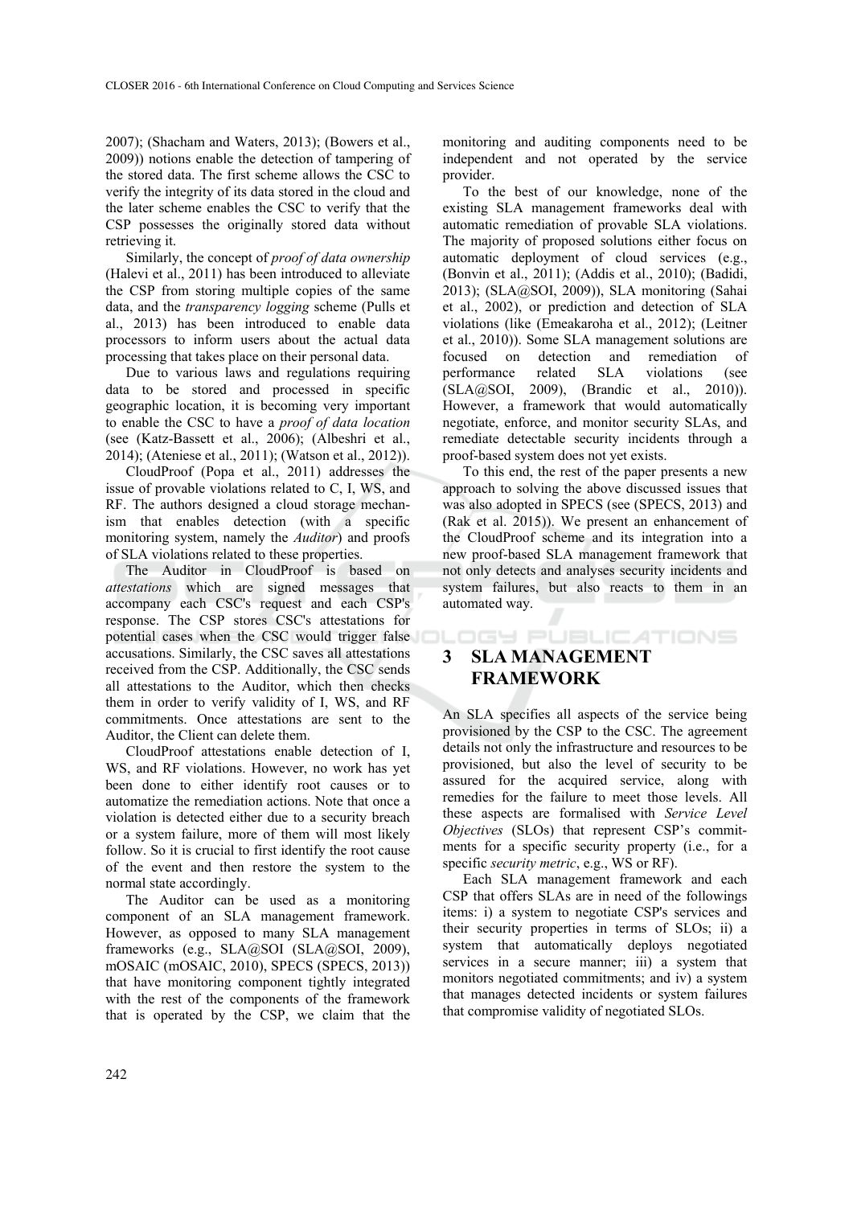2007); (Shacham and Waters, 2013); (Bowers et al., 2009)) notions enable the detection of tampering of the stored data. The first scheme allows the CSC to verify the integrity of its data stored in the cloud and the later scheme enables the CSC to verify that the CSP possesses the originally stored data without retrieving it.

Similarly, the concept of *proof of data ownership* (Halevi et al., 2011) has been introduced to alleviate the CSP from storing multiple copies of the same data, and the *transparency logging* scheme (Pulls et al., 2013) has been introduced to enable data processors to inform users about the actual data processing that takes place on their personal data.

Due to various laws and regulations requiring data to be stored and processed in specific geographic location, it is becoming very important to enable the CSC to have a *proof of data location* (see (Katz-Bassett et al., 2006); (Albeshri et al., 2014); (Ateniese et al., 2011); (Watson et al., 2012)).

CloudProof (Popa et al., 2011) addresses the issue of provable violations related to C, I, WS, and RF. The authors designed a cloud storage mechanism that enables detection (with a specific monitoring system, namely the *Auditor*) and proofs of SLA violations related to these properties.

The Auditor in CloudProof is based on *attestations* which are signed messages that accompany each CSC's request and each CSP's response. The CSP stores CSC's attestations for potential cases when the CSC would trigger false accusations. Similarly, the CSC saves all attestations received from the CSP. Additionally, the CSC sends all attestations to the Auditor, which then checks them in order to verify validity of I, WS, and RF commitments. Once attestations are sent to the Auditor, the Client can delete them.

CloudProof attestations enable detection of I, WS, and RF violations. However, no work has yet been done to either identify root causes or to automatize the remediation actions. Note that once a violation is detected either due to a security breach or a system failure, more of them will most likely follow. So it is crucial to first identify the root cause of the event and then restore the system to the normal state accordingly.

The Auditor can be used as a monitoring component of an SLA management framework. However, as opposed to many SLA management frameworks (e.g., SLA@SOI (SLA@SOI, 2009), mOSAIC (mOSAIC, 2010), SPECS (SPECS, 2013)) that have monitoring component tightly integrated with the rest of the components of the framework that is operated by the CSP, we claim that the monitoring and auditing components need to be independent and not operated by the service provider.

To the best of our knowledge, none of the existing SLA management frameworks deal with automatic remediation of provable SLA violations. The majority of proposed solutions either focus on automatic deployment of cloud services (e.g., (Bonvin et al., 2011); (Addis et al., 2010); (Badidi, 2013); (SLA@SOI, 2009)), SLA monitoring (Sahai et al., 2002), or prediction and detection of SLA violations (like (Emeakaroha et al., 2012); (Leitner et al., 2010)). Some SLA management solutions are focused on detection and remediation of performance related SLA violations (see (SLA@SOI, 2009), (Brandic et al., 2010)). However, a framework that would automatically negotiate, enforce, and monitor security SLAs, and remediate detectable security incidents through a proof-based system does not yet exists.

To this end, the rest of the paper presents a new approach to solving the above discussed issues that was also adopted in SPECS (see (SPECS, 2013) and (Rak et al. 2015)). We present an enhancement of the CloudProof scheme and its integration into a new proof-based SLA management framework that not only detects and analyses security incidents and system failures, but also reacts to them in an automated way.

## 3 SLA MANAGEMENT FRAMEWORK

An SLA specifies all aspects of the service being provisioned by the CSP to the CSC. The agreement details not only the infrastructure and resources to be provisioned, but also the level of security to be assured for the acquired service, along with remedies for the failure to meet those levels. All these aspects are formalised with *Service Level Objectives* (SLOs) that represent CSP's commitments for a specific security property (i.e., for a specific *security metric*, e.g., WS or RF).

Each SLA management framework and each CSP that offers SLAs are in need of the followings items: i) a system to negotiate CSP's services and their security properties in terms of SLOs; ii) a system that automatically deploys negotiated services in a secure manner; iii) a system that monitors negotiated commitments; and iv) a system that manages detected incidents or system failures that compromise validity of negotiated SLOs.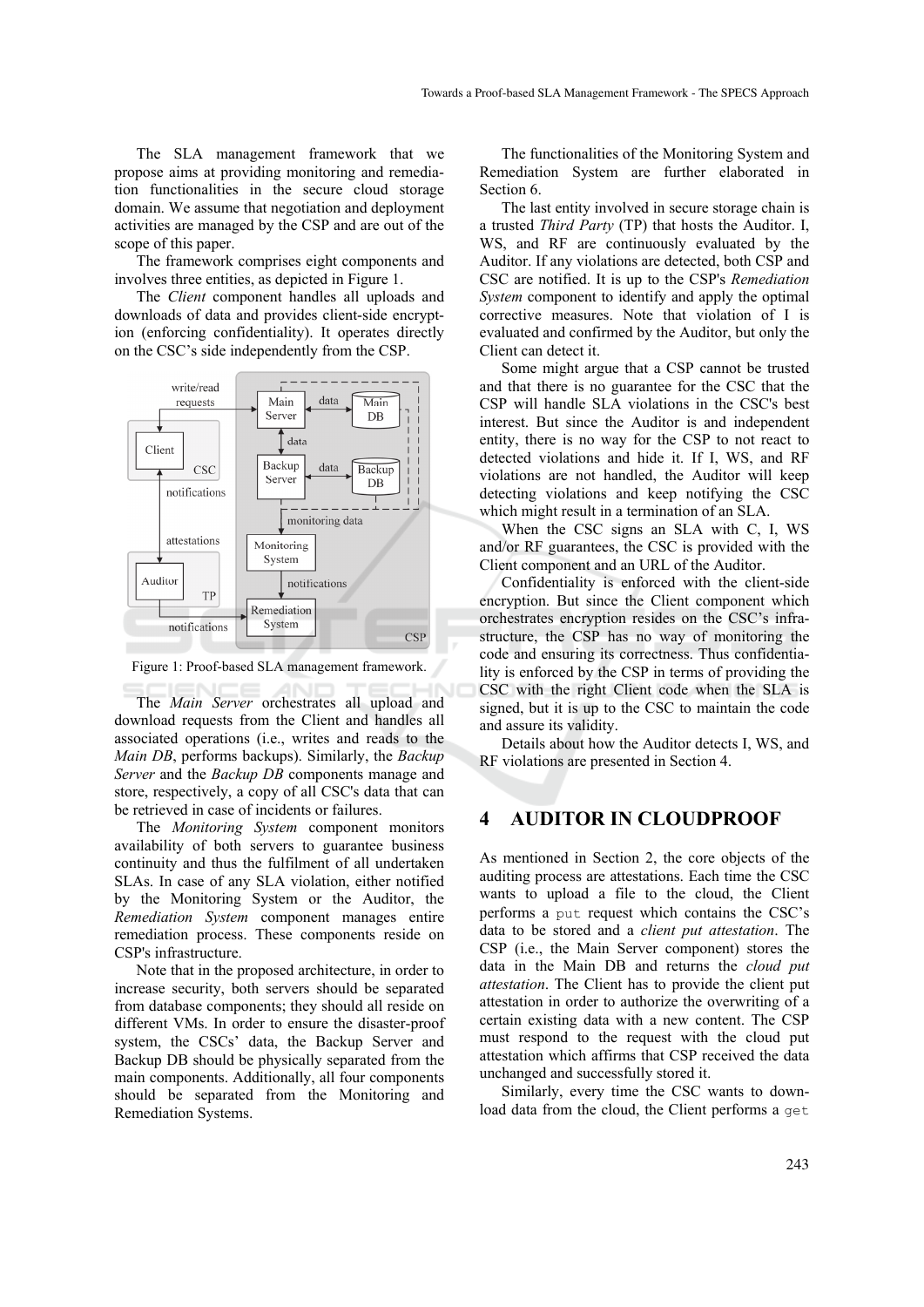The SLA management framework that we propose aims at providing monitoring and remediation functionalities in the secure cloud storage domain. We assume that negotiation and deployment activities are managed by the CSP and are out of the scope of this paper.

The framework comprises eight components and involves three entities, as depicted in Figure 1.

The *Client* component handles all uploads and downloads of data and provides client-side encryption (enforcing confidentiality). It operates directly on the CSC's side independently from the CSP.

Figure 1: Proof-based SLA management framework.

The *Main Server* orchestrates all upload and download requests from the Client and handles all associated operations (i.e., writes and reads to the *Main DB*, performs backups). Similarly, the *Backup Server* and the *Backup DB* components manage and store, respectively, a copy of all CSC's data that can be retrieved in case of incidents or failures.

The *Monitoring System* component monitors availability of both servers to guarantee business continuity and thus the fulfilment of all undertaken SLAs. In case of any SLA violation, either notified by the Monitoring System or the Auditor, the *Remediation System* component manages entire remediation process. These components reside on CSP's infrastructure.

Note that in the proposed architecture, in order to increase security, both servers should be separated from database components; they should all reside on different VMs. In order to ensure the disaster-proof system, the CSCs' data, the Backup Server and Backup DB should be physically separated from the main components. Additionally, all four components should be separated from the Monitoring and Remediation Systems.

The functionalities of the Monitoring System and Remediation System are further elaborated in Section 6.

The last entity involved in secure storage chain is a trusted *Third Party* (TP) that hosts the Auditor. I, WS, and RF are continuously evaluated by the Auditor. If any violations are detected, both CSP and CSC are notified. It is up to the CSP's *Remediation System* component to identify and apply the optimal corrective measures. Note that violation of I is evaluated and confirmed by the Auditor, but only the Client can detect it.

Some might argue that a CSP cannot be trusted and that there is no guarantee for the CSC that the CSP will handle SLA violations in the CSC's best interest. But since the Auditor is and independent entity, there is no way for the CSP to not react to detected violations and hide it. If I, WS, and RF violations are not handled, the Auditor will keep detecting violations and keep notifying the CSC which might result in a termination of an SLA.

When the CSC signs an SLA with C, I, WS and/or RF guarantees, the CSC is provided with the Client component and an URL of the Auditor.

Confidentiality is enforced with the client-side encryption. But since the Client component which orchestrates encryption resides on the CSC's infrastructure, the CSP has no way of monitoring the code and ensuring its correctness. Thus confidentiality is enforced by the CSP in terms of providing the CSC with the right Client code when the SLA is signed, but it is up to the CSC to maintain the code and assure its validity.

Details about how the Auditor detects I, WS, and RF violations are presented in Section 4.

## 4 AUDITOR IN CLOUDPROOF

As mentioned in Section 2, the core objects of the auditing process are attestations. Each time the CSC wants to upload a file to the cloud, the Client performs a `put` request which contains the CSC's data to be stored and a *client put attestation*. The CSP (i.e., the Main Server component) stores the data in the Main DB and returns the *cloud put attestation*. The Client has to provide the client put attestation in order to authorize the overwriting of a certain existing data with a new content. The CSP must respond to the request with the cloud put attestation which affirms that CSP received the data unchanged and successfully stored it.

Similarly, every time the CSC wants to download data from the cloud, the Client performs a `get`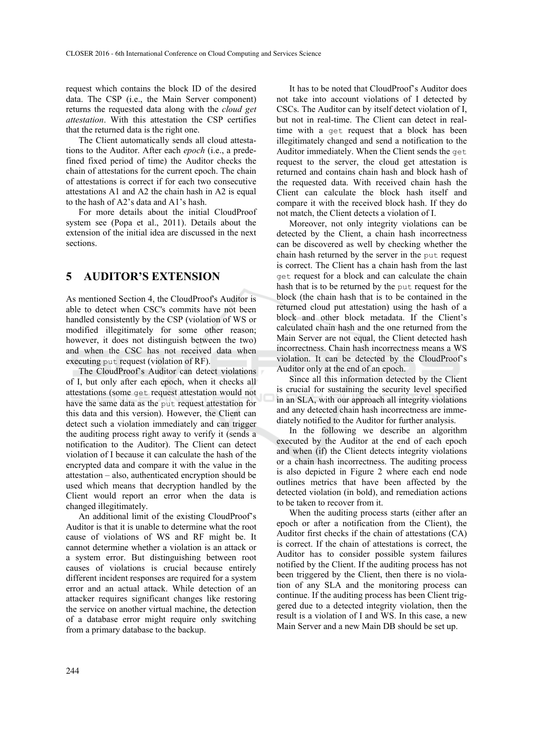request which contains the block ID of the desired data. The CSP (i.e., the Main Server component) returns the requested data along with the *cloud get attestation*. With this attestation the CSP certifies that the returned data is the right one.

The Client automatically sends all cloud attestations to the Auditor. After each *epoch* (i.e., a predefined fixed period of time) the Auditor checks the chain of attestations for the current epoch. The chain of attestations is correct if for each two consecutive attestations A1 and A2 the chain hash in A2 is equal to the hash of A2's data and A1's hash.

For more details about the initial CloudProof system see (Popa et al., 2011). Details about the extension of the initial idea are discussed in the next sections.

## 5 AUDITOR'S EXTENSION

As mentioned Section 4, the CloudProof's Auditor is able to detect when CSC's commits have not been handled consistently by the CSP (violation of WS or modified illegitimately for some other reason; however, it does not distinguish between the two) and when the CSC has not received data when executing `put` request (violation of RF).

The CloudProof's Auditor can detect violations of I, but only after each epoch, when it checks all attestations (some `get` request attestation would not have the same data as the `put` request attestation for this data and this version). However, the Client can detect such a violation immediately and can trigger the auditing process right away to verify it (sends a notification to the Auditor). The Client can detect violation of I because it can calculate the hash of the encrypted data and compare it with the value in the attestation – also, authenticated encryption should be used which means that decryption handled by the Client would report an error when the data is changed illegitimately.

An additional limit of the existing CloudProof's Auditor is that it is unable to determine what the root cause of violations of WS and RF might be. It cannot determine whether a violation is an attack or a system error. But distinguishing between root causes of violations is crucial because entirely different incident responses are required for a system error and an actual attack. While detection of an attacker requires significant changes like restoring the service on another virtual machine, the detection of a database error might require only switching from a primary database to the backup.

It has to be noted that CloudProof's Auditor does not take into account violations of I detected by CSCs. The Auditor can by itself detect violation of I, but not in real-time. The Client can detect in real-time with a `get` request that a block has been illegitimately changed and send a notification to the Auditor immediately. When the Client sends the `get` request to the server, the cloud get attestation is returned and contains chain hash and block hash of the requested data. With received chain hash the Client can calculate the block hash itself and compare it with the received block hash. If they do not match, the Client detects a violation of I.

Moreover, not only integrity violations can be detected by the Client, a chain hash incorrectness can be discovered as well by checking whether the chain hash returned by the server in the `put` request is correct. The Client has a chain hash from the last `get` request for a block and can calculate the chain hash that is to be returned by the `put` request for the block (the chain hash that is to be contained in the returned cloud put attestation) using the hash of a block and other block metadata. If the Client's calculated chain hash and the one returned from the Main Server are not equal, the Client detected hash incorrectness. Chain hash incorrectness means a WS violation. It can be detected by the CloudProof's Auditor only at the end of an epoch.

Since all this information detected by the Client is crucial for sustaining the security level specified in an SLA, with our approach all integrity violations and any detected chain hash incorrectness are immediately notified to the Auditor for further analysis.

In the following we describe an algorithm executed by the Auditor at the end of each epoch and when (if) the Client detects integrity violations or a chain hash incorrectness. The auditing process is also depicted in Figure 2 where each end node outlines metrics that have been affected by the detected violation (in bold), and remediation actions to be taken to recover from it.

When the auditing process starts (either after an epoch or after a notification from the Client), the Auditor first checks if the chain of attestations (CA) is correct. If the chain of attestations is correct, the Auditor has to consider possible system failures notified by the Client. If the auditing process has not been triggered by the Client, then there is no violation of any SLA and the monitoring process can continue. If the auditing process has been Client triggered due to a detected integrity violation, then the result is a violation of I and WS. In this case, a new Main Server and a new Main DB should be set up.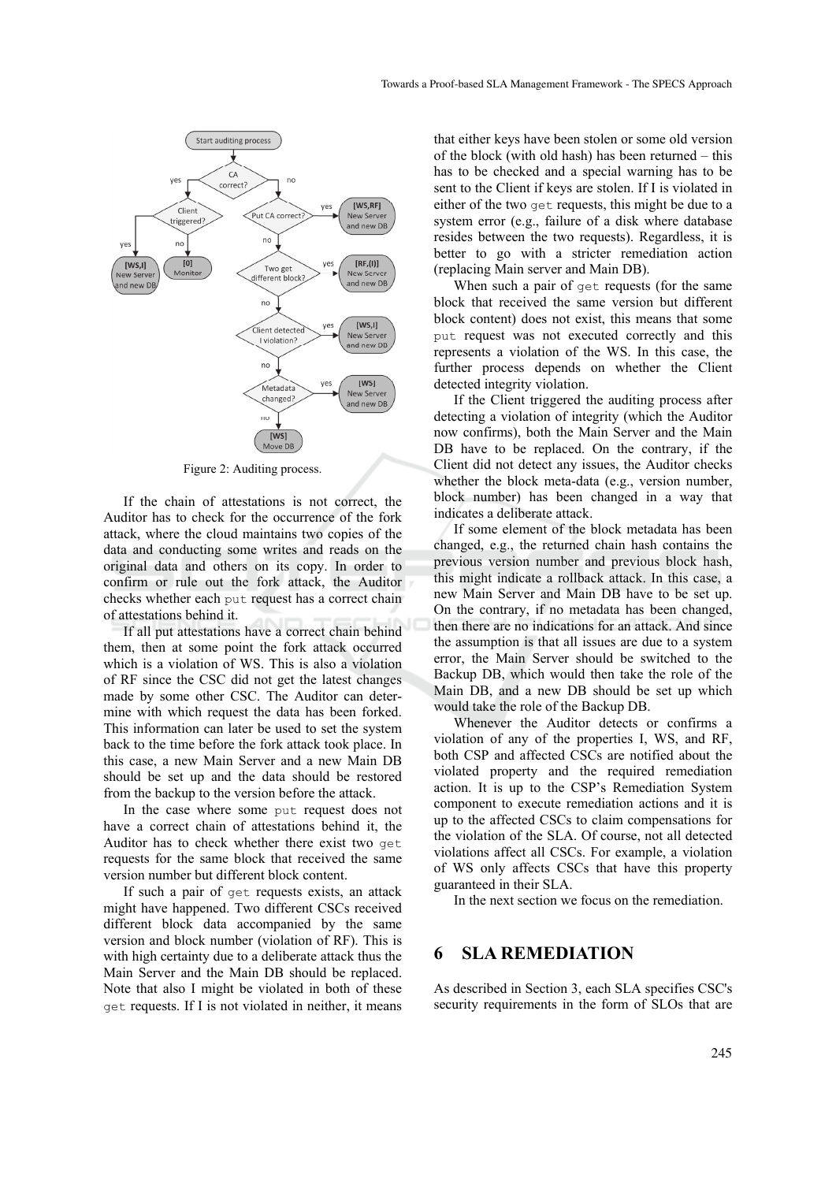Figure 2: Auditing process.

If the chain of attestations is not correct, the Auditor has to check for the occurrence of the fork attack, where the cloud maintains two copies of the data and conducting some writes and reads on the original data and others on its copy. In order to confirm or rule out the fork attack, the Auditor checks whether each `put` request has a correct chain of attestations behind it.

If all put attestations have a correct chain behind them, then at some point the fork attack occurred which is a violation of WS. This is also a violation of RF since the CSC did not get the latest changes made by some other CSC. The Auditor can determine with which request the data has been forked. This information can later be used to set the system back to the time before the fork attack took place. In this case, a new Main Server and a new Main DB should be set up and the data should be restored from the backup to the version before the attack.

In the case where some `put` request does not have a correct chain of attestations behind it, the Auditor has to check whether there exist two `get` requests for the same block that received the same version number but different block content.

If such a pair of `get` requests exists, an attack might have happened. Two different CSCs received different block data accompanied by the same version and block number (violation of RF). This is with high certainty due to a deliberate attack thus the Main Server and the Main DB should be replaced. Note that also I might be violated in both of these `get` requests. If I is not violated in neither, it means that either keys have been stolen or some old version of the block (with old hash) has been returned – this has to be checked and a special warning has to be sent to the Client if keys are stolen. If I is violated in either of the two `get` requests, this might be due to a system error (e.g., failure of a disk where database resides between the two requests). Regardless, it is better to go with a stricter remediation action (replacing Main server and Main DB).

When such a pair of `get` requests (for the same block that received the same version but different block content) does not exist, this means that some `put` request was not executed correctly and this represents a violation of the WS. In this case, the further process depends on whether the Client detected integrity violation.

If the Client triggered the auditing process after detecting a violation of integrity (which the Auditor now confirms), both the Main Server and the Main DB have to be replaced. On the contrary, if the Client did not detect any issues, the Auditor checks whether the block meta-data (e.g., version number, block number) has been changed in a way that indicates a deliberate attack.

If some element of the block metadata has been changed, e.g., the returned chain hash contains the previous version number and previous block hash, this might indicate a rollback attack. In this case, a new Main Server and Main DB have to be set up. On the contrary, if no metadata has been changed, then there are no indications for an attack. And since the assumption is that all issues are due to a system error, the Main Server should be switched to the Backup DB, which would then take the role of the Main DB, and a new DB should be set up which would take the role of the Backup DB.

Whenever the Auditor detects or confirms a violation of any of the properties I, WS, and RF, both CSP and affected CSCs are notified about the violated property and the required remediation action. It is up to the CSP's Remediation System component to execute remediation actions and it is up to the affected CSCs to claim compensations for the violation of the SLA. Of course, not all detected violations affect all CSCs. For example, a violation of WS only affects CSCs that have this property guaranteed in their SLA.

In the next section we focus on the remediation.

# 6 SLA REMEDIATION

As described in Section 3, each SLA specifies CSC's security requirements in the form of SLOs that are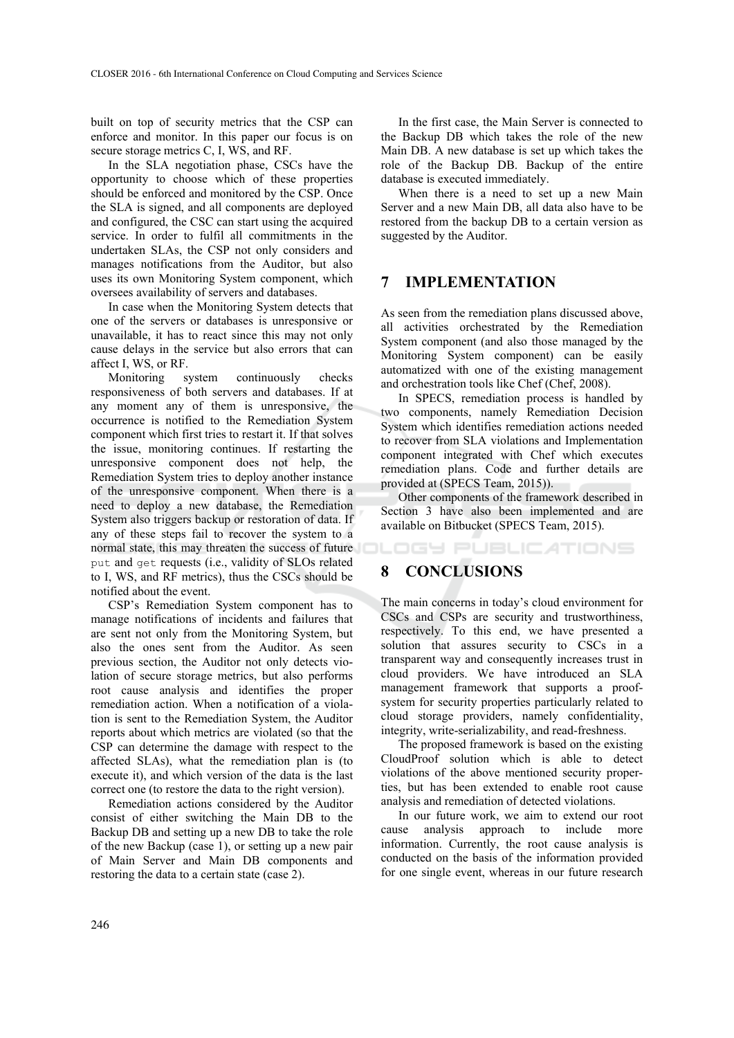built on top of security metrics that the CSP can enforce and monitor. In this paper our focus is on secure storage metrics C, I, WS, and RF.

In the SLA negotiation phase, CSCs have the opportunity to choose which of these properties should be enforced and monitored by the CSP. Once the SLA is signed, and all components are deployed and configured, the CSC can start using the acquired service. In order to fulfil all commitments in the undertaken SLAs, the CSP not only considers and manages notifications from the Auditor, but also uses its own Monitoring System component, which oversees availability of servers and databases.

In case when the Monitoring System detects that one of the servers or databases is unresponsive or unavailable, it has to react since this may not only cause delays in the service but also errors that can affect I, WS, or RF.

Monitoring system continuously checks responsiveness of both servers and databases. If at any moment any of them is unresponsive, the occurrence is notified to the Remediation System component which first tries to restart it. If that solves the issue, monitoring continues. If restarting the unresponsive component does not help, the Remediation System tries to deploy another instance of the unresponsive component. When there is a need to deploy a new database, the Remediation System also triggers backup or restoration of data. If any of these steps fail to recover the system to a normal state, this may threaten the success of future `put` and `get` requests (i.e., validity of SLOs related to I, WS, and RF metrics), thus the CSCs should be notified about the event.

CSP's Remediation System component has to manage notifications of incidents and failures that are sent not only from the Monitoring System, but also the ones sent from the Auditor. As seen previous section, the Auditor not only detects violation of secure storage metrics, but also performs root cause analysis and identifies the proper remediation action. When a notification of a violation is sent to the Remediation System, the Auditor reports about which metrics are violated (so that the CSP can determine the damage with respect to the affected SLAs), what the remediation plan is (to execute it), and which version of the data is the last correct one (to restore the data to the right version).

Remediation actions considered by the Auditor consist of either switching the Main DB to the Backup DB and setting up a new DB to take the role of the new Backup (case 1), or setting up a new pair of Main Server and Main DB components and restoring the data to a certain state (case 2).

In the first case, the Main Server is connected to the Backup DB which takes the role of the new Main DB. A new database is set up which takes the role of the Backup DB. Backup of the entire database is executed immediately.

When there is a need to set up a new Main Server and a new Main DB, all data also have to be restored from the backup DB to a certain version as suggested by the Auditor.

# 7 IMPLEMENTATION

As seen from the remediation plans discussed above, all activities orchestrated by the Remediation System component (and also those managed by the Monitoring System component) can be easily automatized with one of the existing management and orchestration tools like Chef (Chef, 2008).

In SPECS, remediation process is handled by two components, namely Remediation Decision System which identifies remediation actions needed to recover from SLA violations and Implementation component integrated with Chef which executes remediation plans. Code and further details are provided at (SPECS Team, 2015)).

Other components of the framework described in Section 3 have also been implemented and are available on Bitbucket (SPECS Team, 2015).

# 8 CONCLUSIONS

The main concerns in today's cloud environment for CSCs and CSPs are security and trustworthiness, respectively. To this end, we have presented a solution that assures security to CSCs in a transparent way and consequently increases trust in cloud providers. We have introduced an SLA management framework that supports a proof-system for security properties particularly related to cloud storage providers, namely confidentiality, integrity, write-serializability, and read-freshness.

The proposed framework is based on the existing CloudProof solution which is able to detect violations of the above mentioned security properties, but has been extended to enable root cause analysis and remediation of detected violations.

In our future work, we aim to extend our root cause analysis approach to include more information. Currently, the root cause analysis is conducted on the basis of the information provided for one single event, whereas in our future research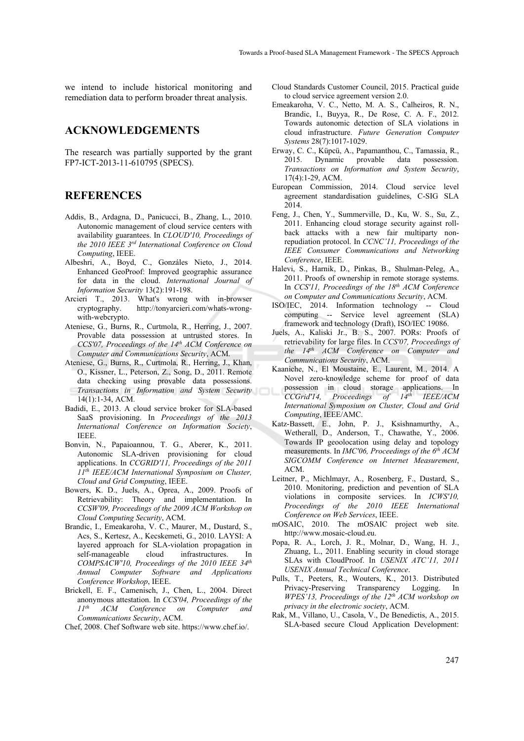we intend to include historical monitoring and remediation data to perform broader threat analysis.

## ACKNOWLEDGEMENTS

The research was partially supported by the grant FP7-ICT-2013-11-610795 (SPECS).

## REFERENCES

Addis, B., Ardagna, D., Panicucci, B., Zhang, L., 2010. Autonomic management of cloud service centers with availability guarantees. In *CLOUD'10, Proceedings of the 2010 IEEE 3rd International Conference on Cloud Computing*, IEEE.

Albeshri, A., Boyd, C., Gonzáles Nieto, J., 2014. Enhanced GeoProof: Improved geographic assurance for data in the cloud. *International Journal of Information Security* 13(2):191-198.

Arcieri T., 2013. What's wrong with in-browser cryptography. http://tonyarcieri.com/whats-wrong-with-webcrypto.

Ateniese, G., Burns, R., Curtmola, R., Herring, J., 2007. Provable data possession at untrusted stores. In *CCS'07, Proceedings of the 14th ACM Conference on Computer and Communications Security*, ACM.

Ateniese, G., Burns, R., Curtmola, R., Herring, J., Khan, O., Kissner, L., Peterson, Z., Song, D., 2011. Remote data checking using provable data possessions. *Transactions in Information and System Security* 14(1):1-34, ACM.

Badidi, E., 2013. A cloud service broker for SLA-based SaaS provisioning. In *Proceedings of the 2013 International Conference on Information Society*, IEEE.

Bonvin, N., Papaioannou, T. G., Aberer, K., 2011. Autonomic SLA-driven provisioning for cloud applications. In *CCGRID'11, Proceedings of the 2011 11th IEEE/ACM International Symposium on Cluster, Cloud and Grid Computing*, IEEE.

Bowers, K. D., Juels, A., Oprea, A., 2009. Proofs of Retrievability: Theory and implementation. In *CCSW'09, Proceedings of the 2009 ACM Workshop on Cloud Computing Security*, ACM.

Brandic, I., Emeakaroha, V. C., Maurer, M., Dustard, S., Acs, S., Kertesz, A., Kecskemeti, G., 2010. LAYSI: A layered approach for SLA-violation propagation in self-manageable cloud infrastructures. In *COMPSACW'10, Proceedings of the 2010 IEEE 34th Annual Computer Software and Applications Conference Workshop*, IEEE.

Brickell, E. F., Camenisch, J., Chen, L., 2004. Direct anonymous attestation. In *CCS'04, Proceedings of the 11th ACM Conference on Computer and Communications Security*, ACM.

Chef, 2008. Chef Software web site. https://www.chef.io/.

Cloud Standards Customer Council, 2015. Practical guide to cloud service agreement version 2.0.

Emeakaroha, V. C., Netto, M. A. S., Calheiros, R. N., Brandic, I., Buyya, R., De Rose, C. A. F., 2012. Towards autonomic detection of SLA violations in cloud infrastructure. *Future Generation Computer Systems* 28(7):1017-1029.

Erway, C. C., Küpcü, A., Papamanthou, C., Tamassia, R., 2015. Dynamic provable data possession. *Transactions on Information and System Security*, 17(4):1-29, ACM.

European Commission, 2014. Cloud service level agreement standardisation guidelines, C-SIG SLA 2014.

Feng, J., Chen, Y., Summerville, D., Ku, W. S., Su, Z., 2011. Enhancing cloud storage security against roll-back attacks with a new fair multiparty non-repudiation protocol. In *CCNC'11, Proceedings of the IEEE Consumer Communications and Networking Conference*, IEEE.

Halevi, S., Harnik, D., Pinkas, B., Shulman-Peleg, A., 2011. Proofs of ownership in remote storage systems. In *CCS'11, Proceedings of the 18th ACM Conference on Computer and Communications Security*, ACM.

ISO/IEC, 2014. Information technology -- Cloud computing -- Service level agreement (SLA) framework and technology (Draft), ISO/IEC 19086.

Juels, A., Kaliski Jr., B. S., 2007. PORs: Proofs of retrievability for large files. In *CCS'07, Proceedings of the 14th ACM Conference on Computer and Communications Security*, ACM.

Kaaniche, N., El Moustaine, E., Laurent, M., 2014. A Novel zero-knowledge scheme for proof of data possession in cloud storage applications. In *CCGrid'14, Proceedings of 14th IEEE/ACM International Symposium on Cluster, Cloud and Grid Computing*, IEEE/AMC.

Katz-Bassett, E., John, P. J., Ksishnamurthy, A., Wetherall, D., Anderson, T., Chawathe, Y., 2006. Towards IP geoolocation using delay and topology measurements. In *IMC'06, Proceedings of the 6th ACM SIGCOMM Conference on Internet Measurement*, ACM.

Leitner, P., Michlmayr, A., Rosenberg, F., Dustard, S., 2010. Monitoring, prediction and pevention of SLA violations in composite services. In *ICWS'10, Proceedings of the 2010 IEEE International Conference on Web Services*, IEEE.

mOSAIC, 2010. The mOSAIC project web site. http://www.mosaic-cloud.eu.

Popa, R. A., Lorch, J. R., Molnar, D., Wang, H. J., Zhuang, L., 2011. Enabling security in cloud storage SLAs with CloudProof. In *USENIX ATC'11, 2011 USENIX Annual Technical Conference*.

Pulls, T., Peeters, R., Wouters, K., 2013. Distributed Privacy-Preserving Transparency Logging. In *WPES'13, Proceedings of the 12th ACM workshop on privacy in the electronic society*, ACM.

Rak, M., Villano, U., Casola, V., De Benedictis, A., 2015. SLA-based secure Cloud Application Development: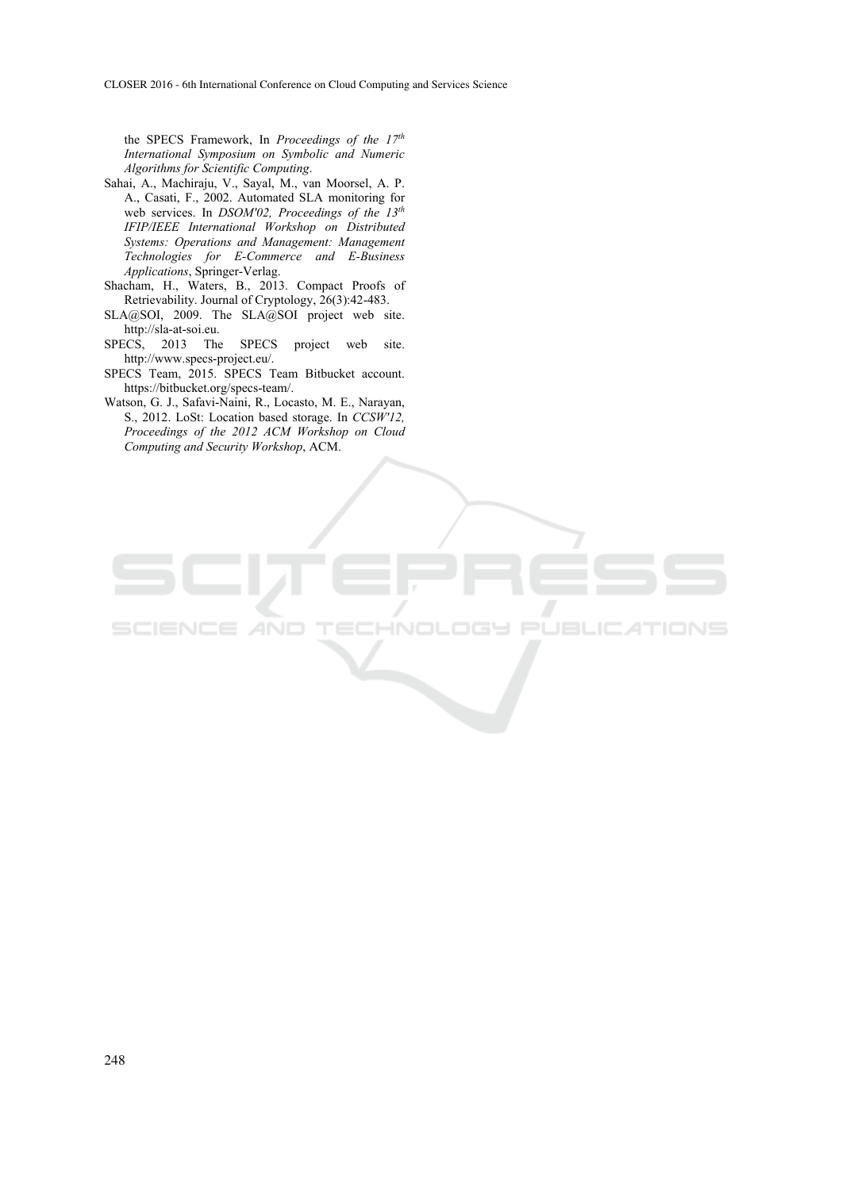the SPECS Framework, In *Proceedings of the 17th International Symposium on Symbolic and Numeric Algorithms for Scientific Computing*.

Sahai, A., Machiraju, V., Sayal, M., van Moorsel, A. P. A., Casati, F., 2002. Automated SLA monitoring for web services. In *DSOM'02, Proceedings of the 13th IFIP/IEEE International Workshop on Distributed Systems: Operations and Management: Management Technologies for E-Commerce and E-Business Applications*, Springer-Verlag.

Shacham, H., Waters, B., 2013. Compact Proofs of Retrievability. Journal of Cryptology, 26(3):42-483.

SLA@SOI, 2009. The SLA@SOI project web site. http://sla-at-soi.eu.

SPECS, 2013 The SPECS project web site. http://www.specs-project.eu/.

SPECS Team, 2015. SPECS Team Bitbucket account. https://bitbucket.org/specs-team/.

Watson, G. J., Safavi-Naini, R., Locasto, M. E., Narayan, S., 2012. LoSt: Location based storage. In *CCSW'12, Proceedings of the 2012 ACM Workshop on Cloud Computing and Security Workshop*, ACM.